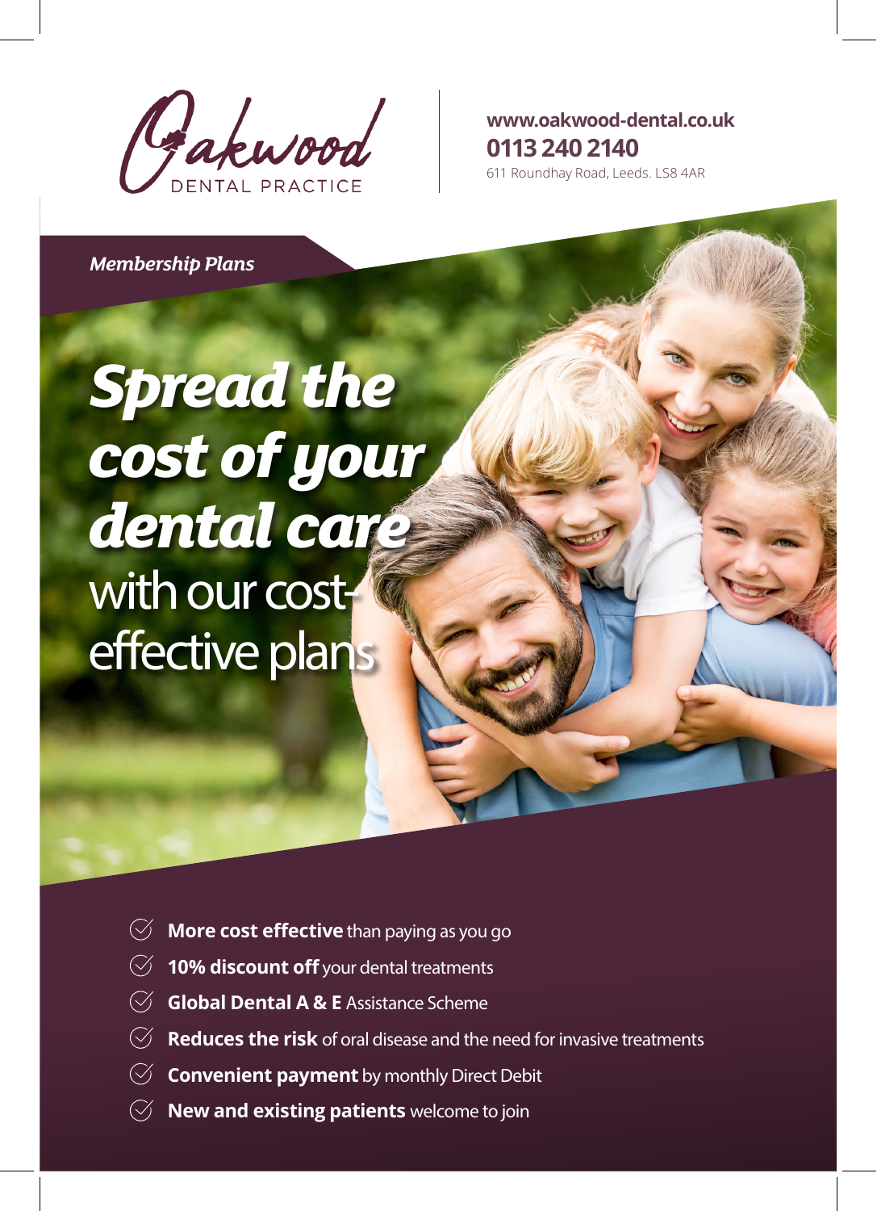Oakwood
DENTAL PRACTICE

**www.oakwood-dental.co.uk**
**0113 240 2140**
611 Roundhay Road, Leeds. LS8 4AR

*Membership Plans*

# ***Spread the cost of your dental care*** with our cost-effective plans

- **More cost effective** than paying as you go
- **10% discount off** your dental treatments
- **Global Dental A & E** Assistance Scheme
- **Reduces the risk** of oral disease and the need for invasive treatments
- **Convenient payment** by monthly Direct Debit
- **New and existing patients** welcome to join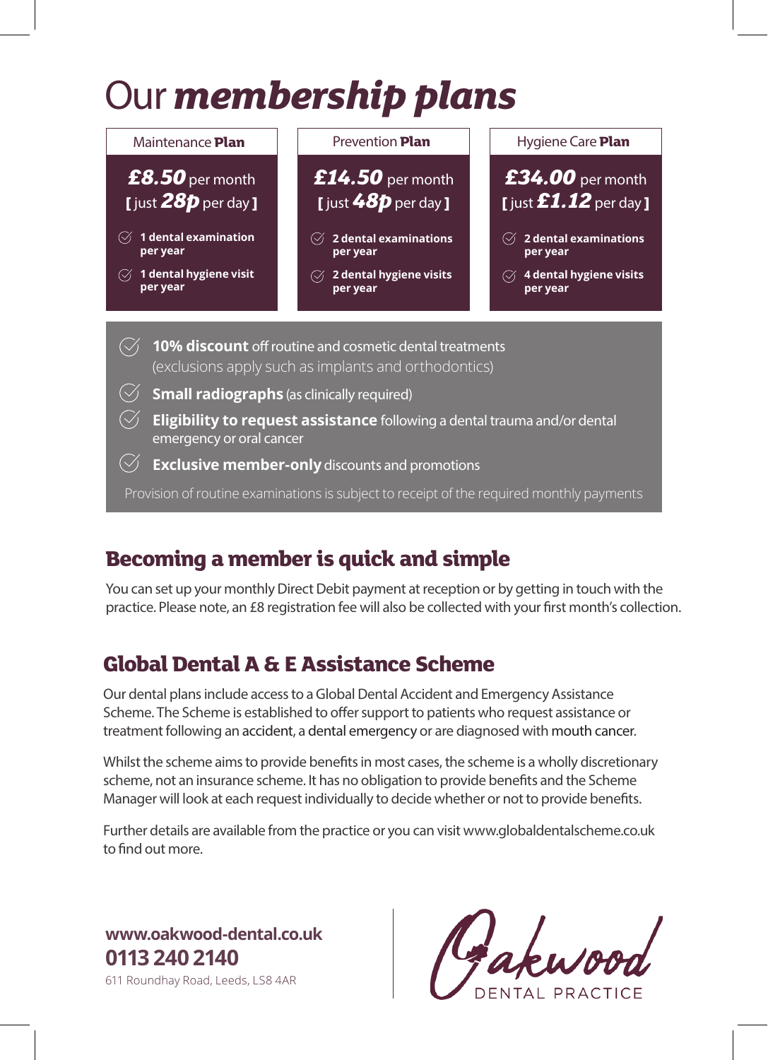# Our *membership plans*

| Maintenance **Plan** | Prevention **Plan** | Hygiene Care **Plan** |
| --- | --- | --- |
| ***£8.50*** per month [ just ***28p*** per day ] | ***£14.50*** per month [ just ***48p*** per day ] | ***£34.00*** per month [ just ***£1.12*** per day ] |
| **1 dental examination per year** | **2 dental examinations per year** | **2 dental examinations per year** |
| **1 dental hygiene visit per year** | **2 dental hygiene visits per year** | **4 dental hygiene visits per year** |

- **10% discount** off routine and cosmetic dental treatments (exclusions apply such as implants and orthodontics)
- **Small radiographs** (as clinically required)
- **Eligibility to request assistance** following a dental trauma and/or dental emergency or oral cancer
- **Exclusive member-only** discounts and promotions

Provision of routine examinations is subject to receipt of the required monthly payments

## Becoming a member is quick and simple

You can set up your monthly Direct Debit payment at reception or by getting in touch with the practice. Please note, an £8 registration fee will also be collected with your first month's collection.

## Global Dental A & E Assistance Scheme

Our dental plans include access to a Global Dental Accident and Emergency Assistance Scheme. The Scheme is established to offer support to patients who request assistance or treatment following an accident, a dental emergency or are diagnosed with mouth cancer.

Whilst the scheme aims to provide benefits in most cases, the scheme is a wholly discretionary scheme, not an insurance scheme. It has no obligation to provide benefits and the Scheme Manager will look at each request individually to decide whether or not to provide benefits.

Further details are available from the practice or you can visit www.globaldentalscheme.co.uk to find out more.

**www.oakwood-dental.co.uk**
**0113 240 2140**
611 Roundhay Road, Leeds, LS8 4AR

Oakwood DENTAL PRACTICE